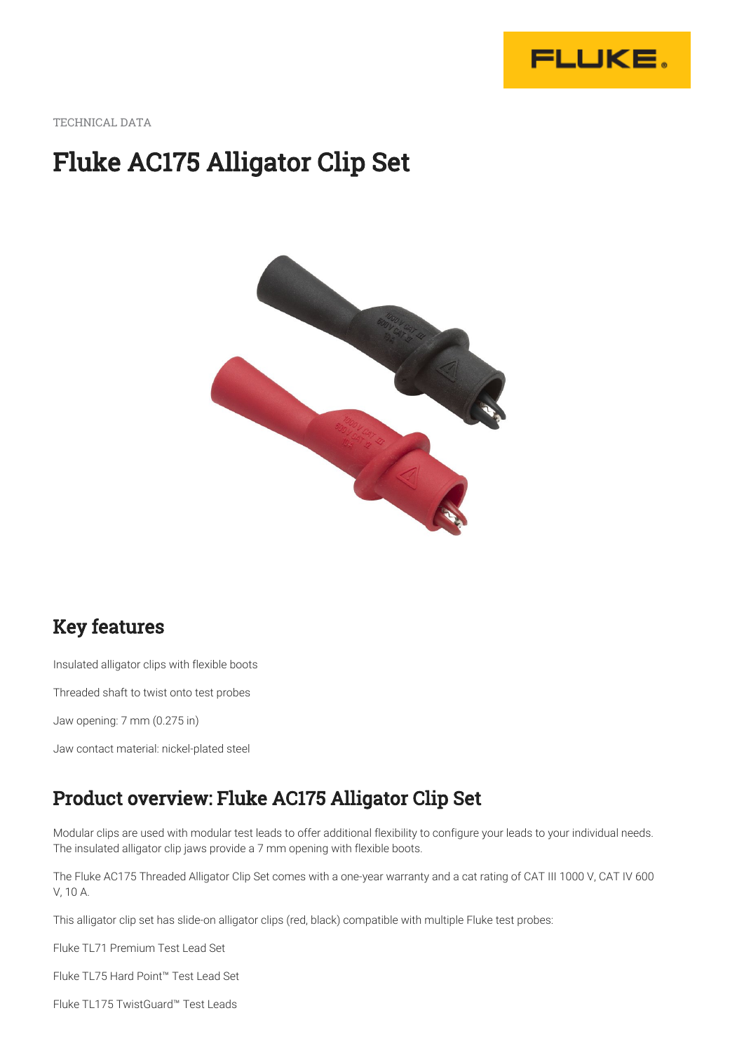TECHNICAL DATA

# Fluke AC175 Alligator Clip Set

## Key features

Insulated alligator clips with flexible boots

Threaded shaft to twist onto test probes

Jaw opening: 7 mm (0.275 in)

Jaw contact material: nickel-plated steel

## Product overview: Fluke AC175 Alligator Clip Set

Modular clips are used with modular test leads to offer additional flexibility to configure your leads to your individual needs. The insulated alligator clip jaws provide a 7 mm opening with flexible boots.

The Fluke AC175 Threaded Alligator Clip Set comes with a one-year warranty and a cat rating of CAT III 1000 V, CAT IV 600 V, 10 A.

This alligator clip set has slide-on alligator clips (red, black) compatible with multiple Fluke test probes:

Fluke TL71 Premium Test Lead Set

Fluke TL75 Hard Point™ Test Lead Set

Fluke TL175 TwistGuard™ Test Leads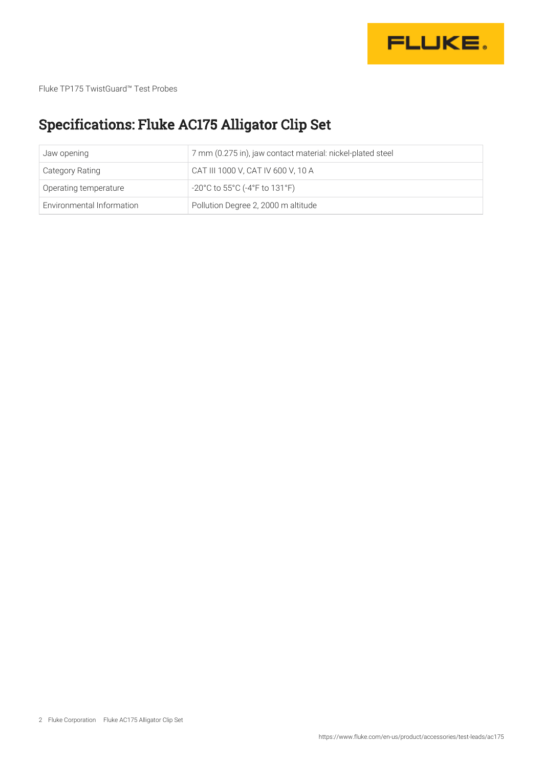# Specifications: Fluke AC175 Alligator Clip Set

| | |
|---|---|
| Jaw opening | 7 mm (0.275 in), jaw contact material: nickel-plated steel |
| Category Rating | CAT III 1000 V, CAT IV 600 V, 10 A |
| Operating temperature | -20°C to 55°C (-4°F to 131°F) |
| Environmental Information | Pollution Degree 2, 2000 m altitude |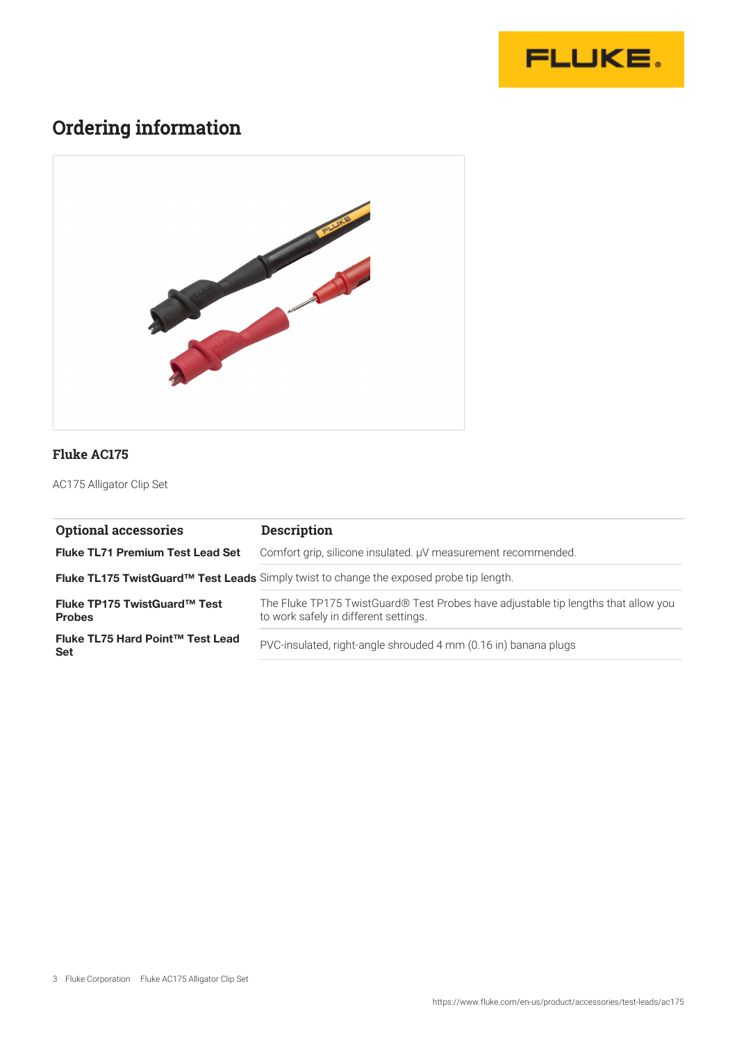# Ordering information

### Fluke AC175

AC175 Alligator Clip Set

| Optional accessories | Description |
| --- | --- |
| **Fluke TL71 Premium Test Lead Set** | Comfort grip, silicone insulated. μV measurement recommended. |
| **Fluke TL175 TwistGuard™ Test Leads** | Simply twist to change the exposed probe tip length. |
| **Fluke TP175 TwistGuard™ Test Probes** | The Fluke TP175 TwistGuard® Test Probes have adjustable tip lengths that allow you to work safely in different settings. |
| **Fluke TL75 Hard Point™ Test Lead Set** | PVC-insulated, right-angle shrouded 4 mm (0.16 in) banana plugs |